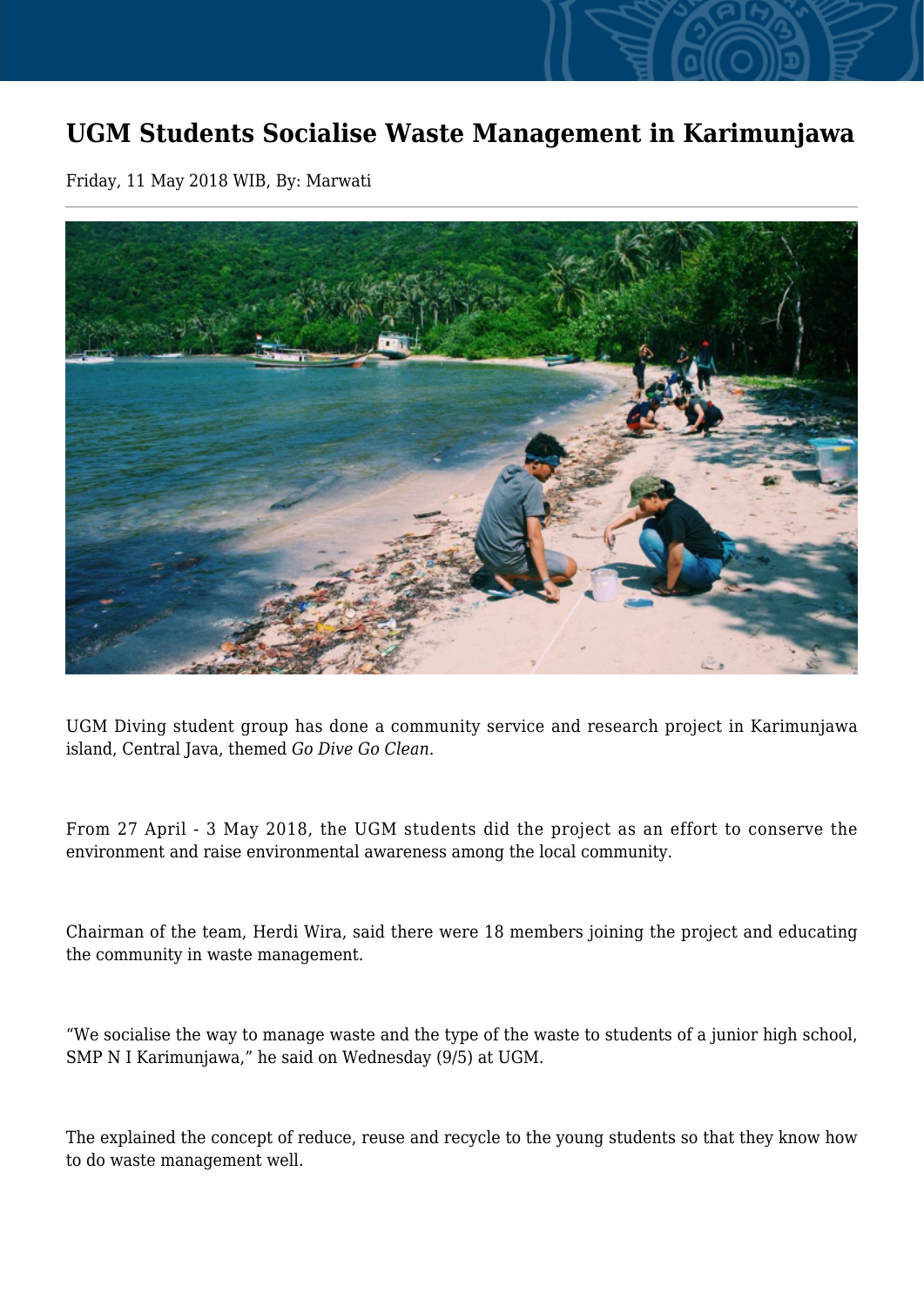# UGM Students Socialise Waste Management in Karimunjawa

Friday, 11 May 2018 WIB, By: Marwati

UGM Diving student group has done a community service and research project in Karimunjawa island, Central Java, themed *Go Dive Go Clean.*

From 27 April - 3 May 2018, the UGM students did the project as an effort to conserve the environment and raise environmental awareness among the local community.

Chairman of the team, Herdi Wira, said there were 18 members joining the project and educating the community in waste management.

"We socialise the way to manage waste and the type of the waste to students of a junior high school, SMP N I Karimunjawa," he said on Wednesday (9/5) at UGM.

The explained the concept of reduce, reuse and recycle to the young students so that they know how to do waste management well.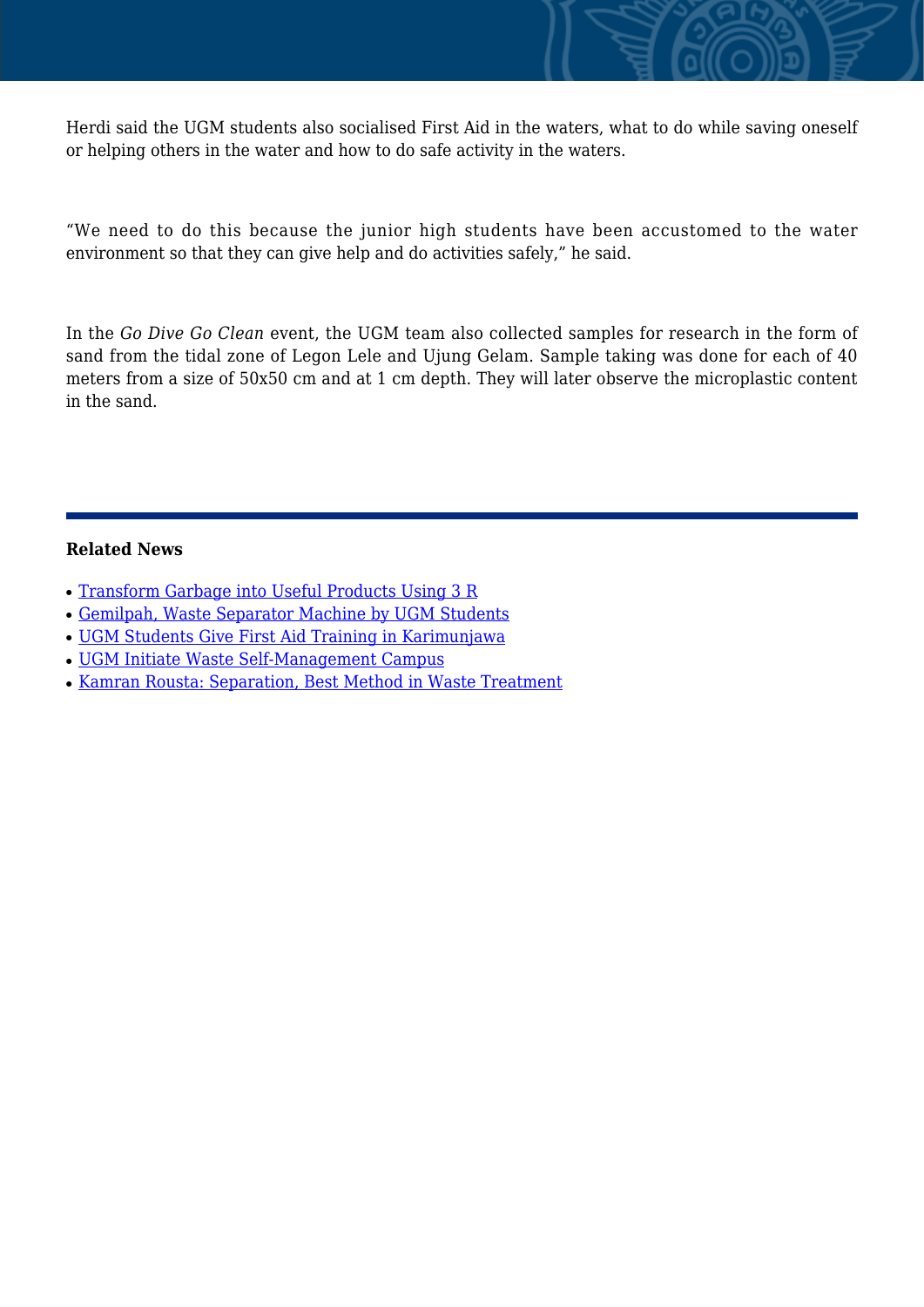Herdi said the UGM students also socialised First Aid in the waters, what to do while saving oneself or helping others in the water and how to do safe activity in the waters.

"We need to do this because the junior high students have been accustomed to the water environment so that they can give help and do activities safely," he said.

In the *Go Dive Go Clean* event, the UGM team also collected samples for research in the form of sand from the tidal zone of Legon Lele and Ujung Gelam. Sample taking was done for each of 40 meters from a size of 50x50 cm and at 1 cm depth. They will later observe the microplastic content in the sand.

---

**Related News**

- Transform Garbage into Useful Products Using 3 R
- Gemilpah, Waste Separator Machine by UGM Students
- UGM Students Give First Aid Training in Karimunjawa
- UGM Initiate Waste Self-Management Campus
- Kamran Rousta: Separation, Best Method in Waste Treatment